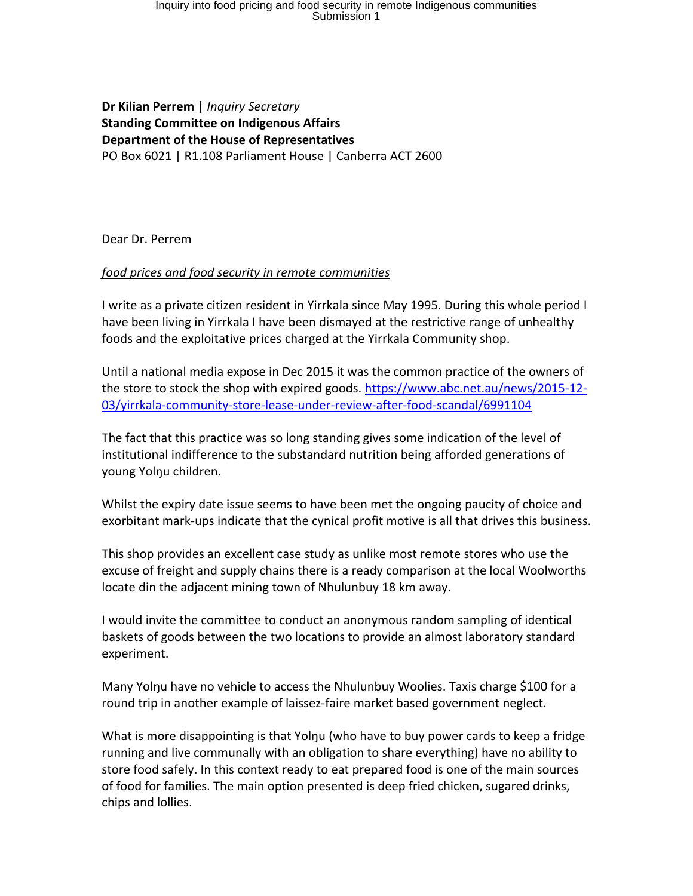**Dr Kilian Perrem |** *Inquiry Secretary*
**Standing Committee on Indigenous Affairs**
**Department of the House of Representatives**
PO Box 6021 | R1.108 Parliament House | Canberra ACT 2600

Dear Dr. Perrem

*food prices and food security in remote communities*

I write as a private citizen resident in Yirrkala since May 1995. During this whole period I have been living in Yirrkala I have been dismayed at the restrictive range of unhealthy foods and the exploitative prices charged at the Yirrkala Community shop.

Until a national media expose in Dec 2015 it was the common practice of the owners of the store to stock the shop with expired goods. https://www.abc.net.au/news/2015-12-03/yirrkala-community-store-lease-under-review-after-food-scandal/6991104

The fact that this practice was so long standing gives some indication of the level of institutional indifference to the substandard nutrition being afforded generations of young Yolŋu children.

Whilst the expiry date issue seems to have been met the ongoing paucity of choice and exorbitant mark-ups indicate that the cynical profit motive is all that drives this business.

This shop provides an excellent case study as unlike most remote stores who use the excuse of freight and supply chains there is a ready comparison at the local Woolworths locate din the adjacent mining town of Nhulunbuy 18 km away.

I would invite the committee to conduct an anonymous random sampling of identical baskets of goods between the two locations to provide an almost laboratory standard experiment.

Many Yolŋu have no vehicle to access the Nhulunbuy Woolies. Taxis charge $100 for a round trip in another example of laissez-faire market based government neglect.

What is more disappointing is that Yolŋu (who have to buy power cards to keep a fridge running and live communally with an obligation to share everything) have no ability to store food safely. In this context ready to eat prepared food is one of the main sources of food for families. The main option presented is deep fried chicken, sugared drinks, chips and lollies.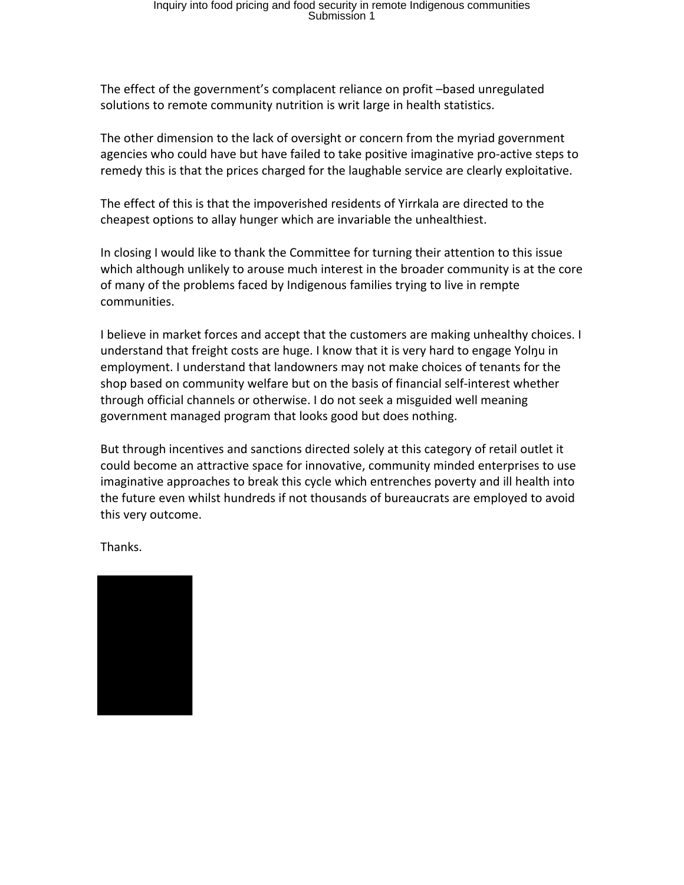The effect of the government's complacent reliance on profit –based unregulated solutions to remote community nutrition is writ large in health statistics.

The other dimension to the lack of oversight or concern from the myriad government agencies who could have but have failed to take positive imaginative pro-active steps to remedy this is that the prices charged for the laughable service are clearly exploitative.

The effect of this is that the impoverished residents of Yirrkala are directed to the cheapest options to allay hunger which are invariable the unhealthiest.

In closing I would like to thank the Committee for turning their attention to this issue which although unlikely to arouse much interest in the broader community is at the core of many of the problems faced by Indigenous families trying to live in rempte communities.

I believe in market forces and accept that the customers are making unhealthy choices. I understand that freight costs are huge. I know that it is very hard to engage Yolŋu in employment. I understand that landowners may not make choices of tenants for the shop based on community welfare but on the basis of financial self-interest whether through official channels or otherwise. I do not seek a misguided well meaning government managed program that looks good but does nothing.

But through incentives and sanctions directed solely at this category of retail outlet it could become an attractive space for innovative, community minded enterprises to use imaginative approaches to break this cycle which entrenches poverty and ill health into the future even whilst hundreds if not thousands of bureaucrats are employed to avoid this very outcome.

Thanks.